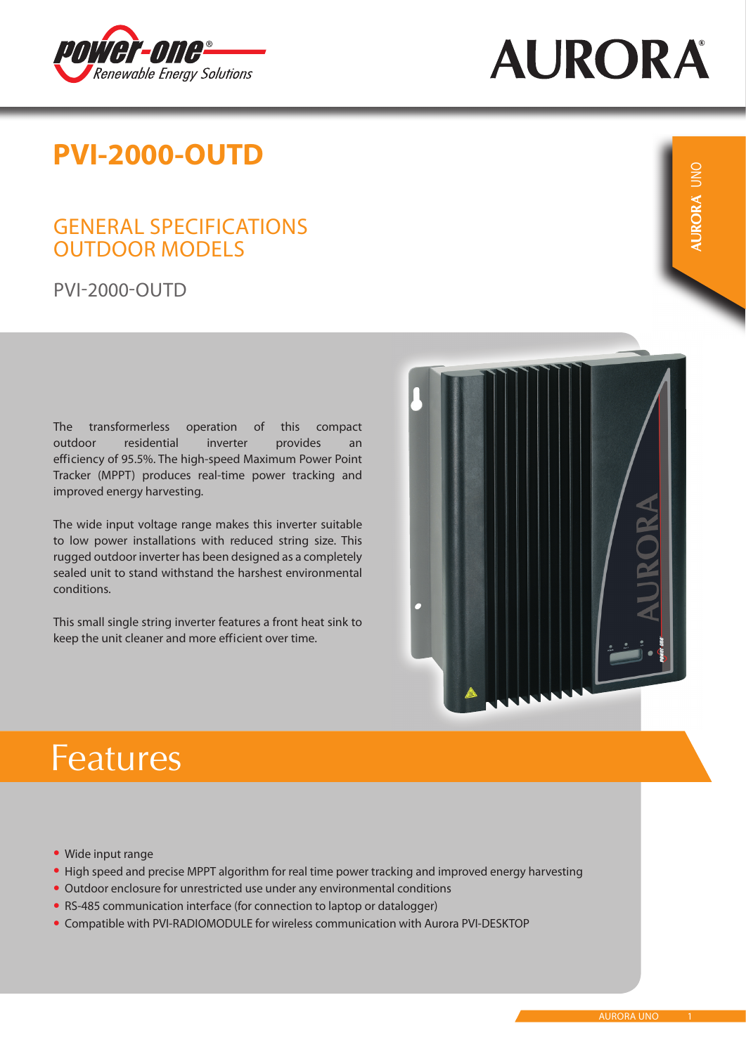power-one® Renewable Energy Solutions

AURORA®

# PVI-2000-OUTD

## GENERAL SPECIFICATIONS OUTDOOR MODELS

PVI-2000-OUTD

The transformerless operation of this compact outdoor residential inverter provides an efficiency of 95.5%. The high-speed Maximum Power Point Tracker (MPPT) produces real-time power tracking and improved energy harvesting.

The wide input voltage range makes this inverter suitable to low power installations with reduced string size. This rugged outdoor inverter has been designed as a completely sealed unit to stand withstand the harshest environmental conditions.

This small single string inverter features a front heat sink to keep the unit cleaner and more efficient over time.

## Features

- Wide input range
- High speed and precise MPPT algorithm for real time power tracking and improved energy harvesting
- Outdoor enclosure for unrestricted use under any environmental conditions
- RS-485 communication interface (for connection to laptop or datalogger)
- Compatible with PVI-RADIOMODULE for wireless communication with Aurora PVI-DESKTOP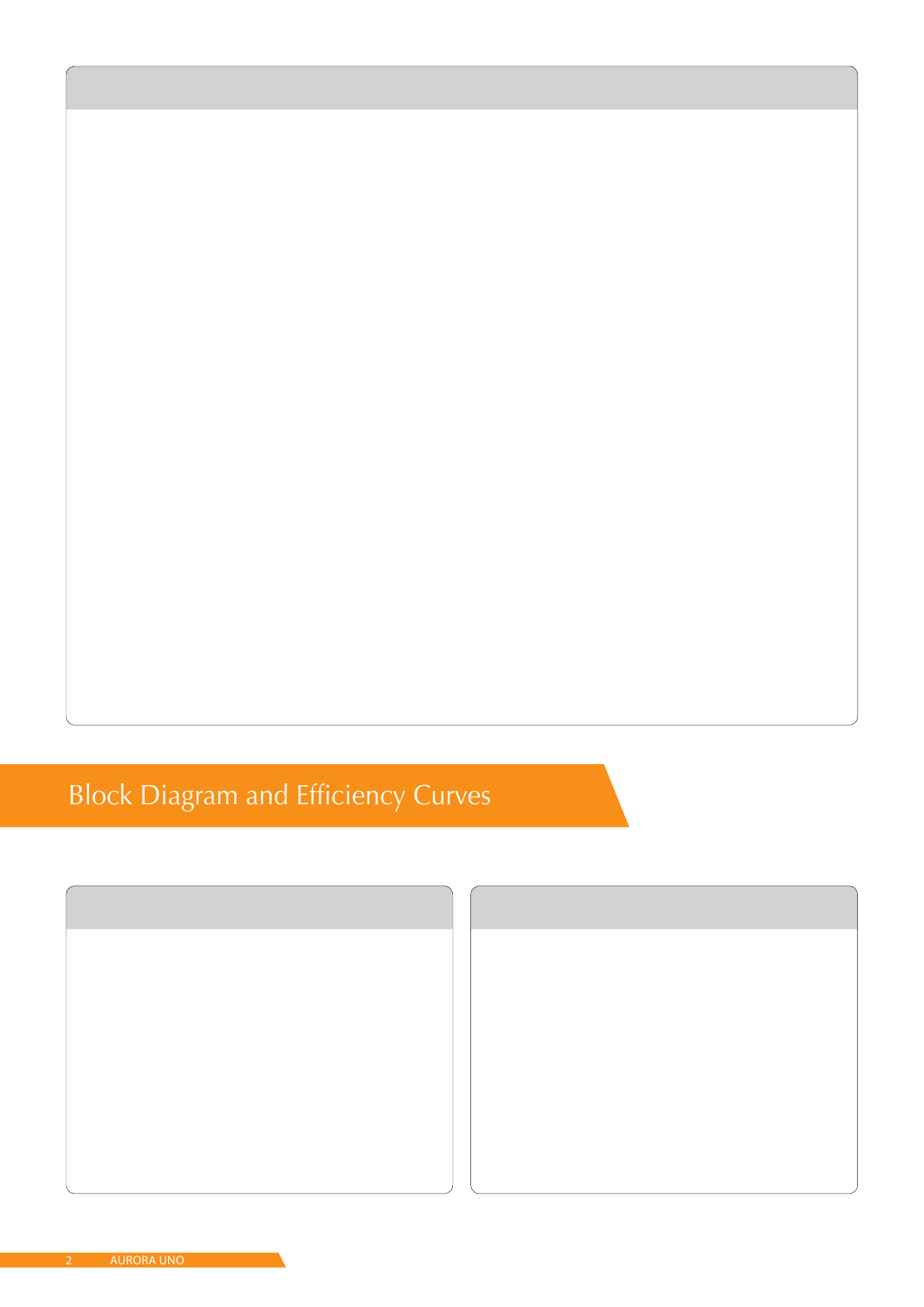## Block Diagram and Efficiency Curves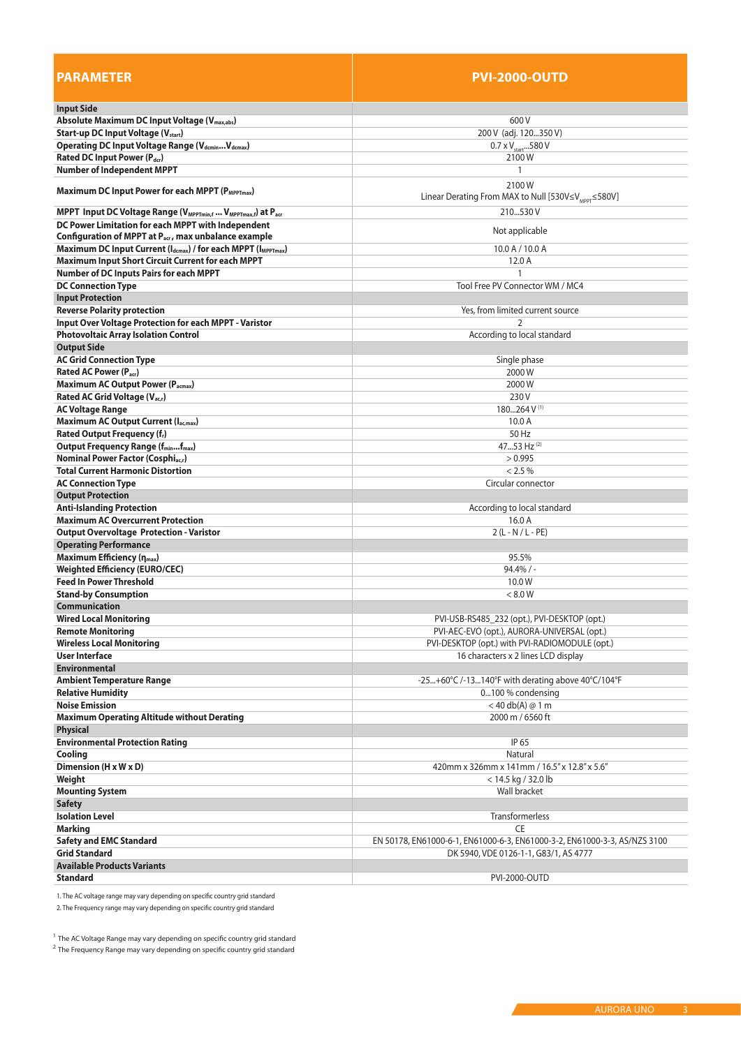| PARAMETER | PVI-2000-OUTD |
|---|---|
| **Input Side** | |
| **Absolute Maximum DC Input Voltage ($V_{max,abs}$)** | 600 V |
| **Start-up DC Input Voltage ($V_{start}$)** | 200 V (adj. 120...350 V) |
| **Operating DC Input Voltage Range ($V_{dcmin}...V_{dcmax}$)** | 0.7 x $V_{start}$...580 V |
| **Rated DC Input Power ($P_{dcr}$)** | 2100 W |
| **Number of Independent MPPT** | 1 |
| **Maximum DC Input Power for each MPPT ($P_{MPPTmax}$)** | 2100 W<br>Linear Derating From MAX to Null [530V≤$V_{MPPT}$≤580V] |
| **MPPT Input DC Voltage Range ($V_{MPPTmin,f}$ ... $V_{MPPTmax,f}$) at $P_{acr}$** | 210...530 V |
| **DC Power Limitation for each MPPT with Independent Configuration of MPPT at $P_{acr}$, max unbalance example** | Not applicable |
| **Maximum DC Input Current ($I_{dcmax}$) / for each MPPT ($I_{MPPTmax}$)** | 10.0 A / 10.0 A |
| **Maximum Input Short Circuit Current for each MPPT** | 12.0 A |
| **Number of DC Inputs Pairs for each MPPT** | 1 |
| **DC Connection Type** | Tool Free PV Connector WM / MC4 |
| **Input Protection** | |
| **Reverse Polarity protection** | Yes, from limited current source |
| **Input Over Voltage Protection for each MPPT - Varistor** | 2 |
| **Photovoltaic Array Isolation Control** | According to local standard |
| **Output Side** | |
| **AC Grid Connection Type** | Single phase |
| **Rated AC Power ($P_{acr}$)** | 2000 W |
| **Maximum AC Output Power ($P_{acmax}$)** | 2000 W |
| **Rated AC Grid Voltage ($V_{ac,r}$)** | 230 V |
| **AC Voltage Range** | 180...264 V [1] |
| **Maximum AC Output Current ($I_{ac,max}$)** | 10.0 A |
| **Rated Output Frequency ($f_r$)** | 50 Hz |
| **Output Frequency Range ($f_{min}...f_{max}$)** | 47...53 Hz [2] |
| **Nominal Power Factor ($Cosphi_{ac,r}$)** | > 0.995 |
| **Total Current Harmonic Distortion** | < 2.5 % |
| **AC Connection Type** | Circular connector |
| **Output Protection** | |
| **Anti-Islanding Protection** | According to local standard |
| **Maximum AC Overcurrent Protection** | 16.0 A |
| **Output Overvoltage Protection - Varistor** | 2 (L - N / L - PE) |
| **Operating Performance** | |
| **Maximum Efficiency ($\eta_{max}$)** | 95.5% |
| **Weighted Efficiency (EURO/CEC)** | 94.4% / - |
| **Feed In Power Threshold** | 10.0 W |
| **Stand-by Consumption** | < 8.0 W |
| **Communication** | |
| **Wired Local Monitoring** | PVI-USB-RS485_232 (opt.), PVI-DESKTOP (opt.) |
| **Remote Monitoring** | PVI-AEC-EVO (opt.), AURORA-UNIVERSAL (opt.) |
| **Wireless Local Monitoring** | PVI-DESKTOP (opt.) with PVI-RADIOMODULE (opt.) |
| **User Interface** | 16 characters x 2 lines LCD display |
| **Environmental** | |
| **Ambient Temperature Range** | -25...+60°C /-13...140°F with derating above 40°C/104°F |
| **Relative Humidity** | 0...100 % condensing |
| **Noise Emission** | < 40 db(A) @ 1 m |
| **Maximum Operating Altitude without Derating** | 2000 m / 6560 ft |
| **Physical** | |
| **Environmental Protection Rating** | IP 65 |
| **Cooling** | Natural |
| **Dimension (H x W x D)** | 420mm x 326mm x 141mm / 16.5" x 12.8" x 5.6" |
| **Weight** | < 14.5 kg / 32.0 lb |
| **Mounting System** | Wall bracket |
| **Safety** | |
| **Isolation Level** | Transformerless |
| **Marking** | CE |
| **Safety and EMC Standard** | EN 50178, EN61000-6-1, EN61000-6-3, EN61000-3-2, EN61000-3-3, AS/NZS 3100 |
| **Grid Standard** | DK 5940, VDE 0126-1-1, G83/1, AS 4777 |
| **Available Products Variants** | |
| **Standard** | PVI-2000-OUTD |

1. The AC voltage range may vary depending on specific country grid standard
2. The Frequency range may vary depending on specific country grid standard

[1] The AC Voltage Range may vary depending on specific country grid standard
[2] The Frequency Range may vary depending on specific country grid standard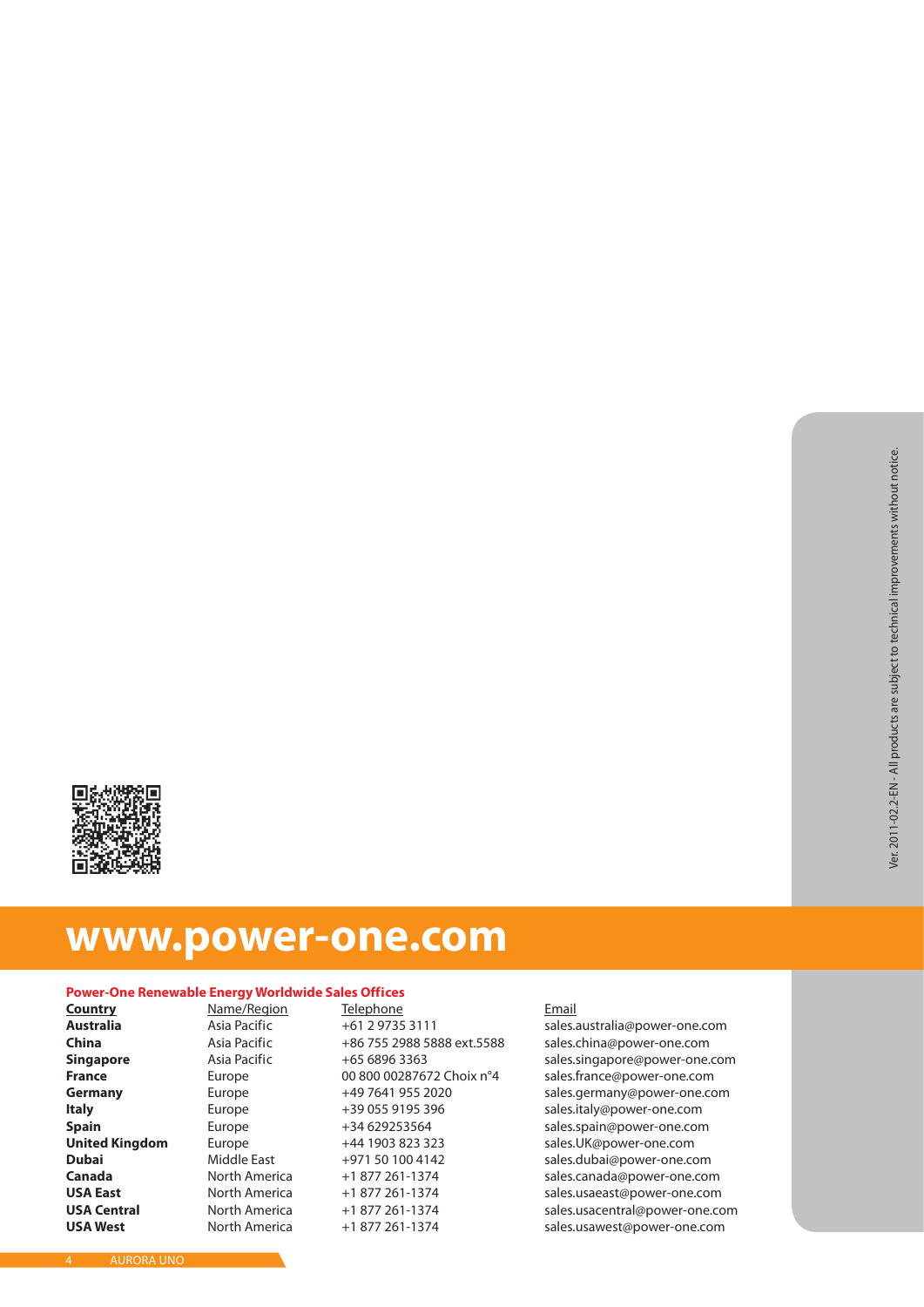Ver. 2011-02.2-EN - All products are subject to technical improvements without notice.

# www.power-one.com

**Power-One Renewable Energy Worldwide Sales Offices**

| Country | Name/Region | Telephone | Email |
|---|---|---|---|
| **Australia** | Asia Pacific | +61 2 9735 3111 | sales.australia@power-one.com |
| **China** | Asia Pacific | +86 755 2988 5888 ext.5588 | sales.china@power-one.com |
| **Singapore** | Asia Pacific | +65 6896 3363 | sales.singapore@power-one.com |
| **France** | Europe | 00 800 00287672 Choix n°4 | sales.france@power-one.com |
| **Germany** | Europe | +49 7641 955 2020 | sales.germany@power-one.com |
| **Italy** | Europe | +39 055 9195 396 | sales.italy@power-one.com |
| **Spain** | Europe | +34 629253564 | sales.spain@power-one.com |
| **United Kingdom** | Europe | +44 1903 823 323 | sales.UK@power-one.com |
| **Dubai** | Middle East | +971 50 100 4142 | sales.dubai@power-one.com |
| **Canada** | North America | +1 877 261-1374 | sales.canada@power-one.com |
| **USA East** | North America | +1 877 261-1374 | sales.usaeast@power-one.com |
| **USA Central** | North America | +1 877 261-1374 | sales.usacentral@power-one.com |
| **USA West** | North America | +1 877 261-1374 | sales.usawest@power-one.com |